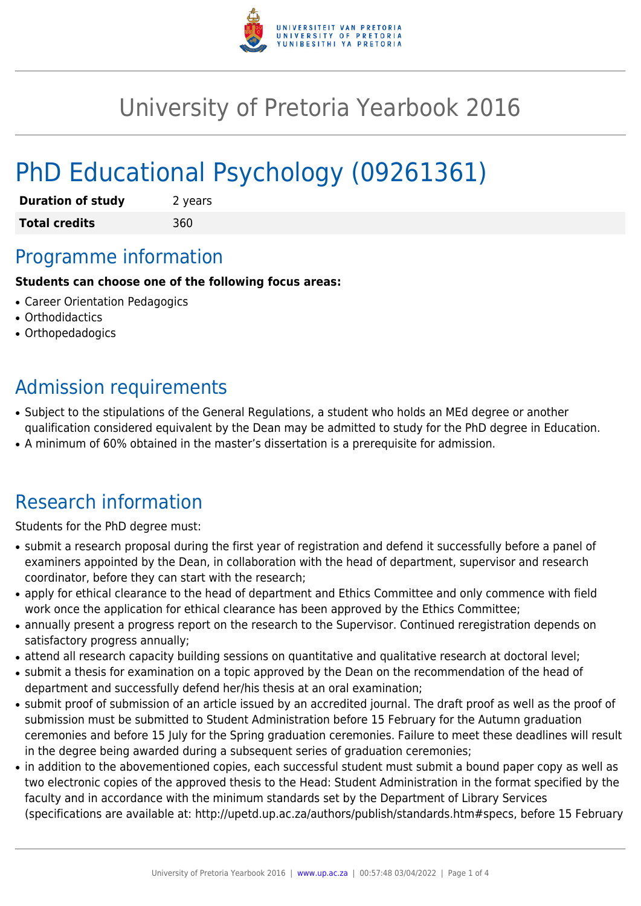# University of Pretoria Yearbook 2016

# PhD Educational Psychology (09261361)

| | |
|---|---|
| **Duration of study** | 2 years |
| **Total credits** | 360 |

## Programme information

**Students can choose one of the following focus areas:**

- Career Orientation Pedagogics
- Orthodidactics
- Orthopedadogics

## Admission requirements

- Subject to the stipulations of the General Regulations, a student who holds an MEd degree or another qualification considered equivalent by the Dean may be admitted to study for the PhD degree in Education.
- A minimum of 60% obtained in the master's dissertation is a prerequisite for admission.

## Research information

Students for the PhD degree must:

- submit a research proposal during the first year of registration and defend it successfully before a panel of examiners appointed by the Dean, in collaboration with the head of department, supervisor and research coordinator, before they can start with the research;
- apply for ethical clearance to the head of department and Ethics Committee and only commence with field work once the application for ethical clearance has been approved by the Ethics Committee;
- annually present a progress report on the research to the Supervisor. Continued reregistration depends on satisfactory progress annually;
- attend all research capacity building sessions on quantitative and qualitative research at doctoral level;
- submit a thesis for examination on a topic approved by the Dean on the recommendation of the head of department and successfully defend her/his thesis at an oral examination;
- submit proof of submission of an article issued by an accredited journal. The draft proof as well as the proof of submission must be submitted to Student Administration before 15 February for the Autumn graduation ceremonies and before 15 July for the Spring graduation ceremonies. Failure to meet these deadlines will result in the degree being awarded during a subsequent series of graduation ceremonies;
- in addition to the abovementioned copies, each successful student must submit a bound paper copy as well as two electronic copies of the approved thesis to the Head: Student Administration in the format specified by the faculty and in accordance with the minimum standards set by the Department of Library Services (specifications are available at: http://upetd.up.ac.za/authors/publish/standards.htm#specs, before 15 February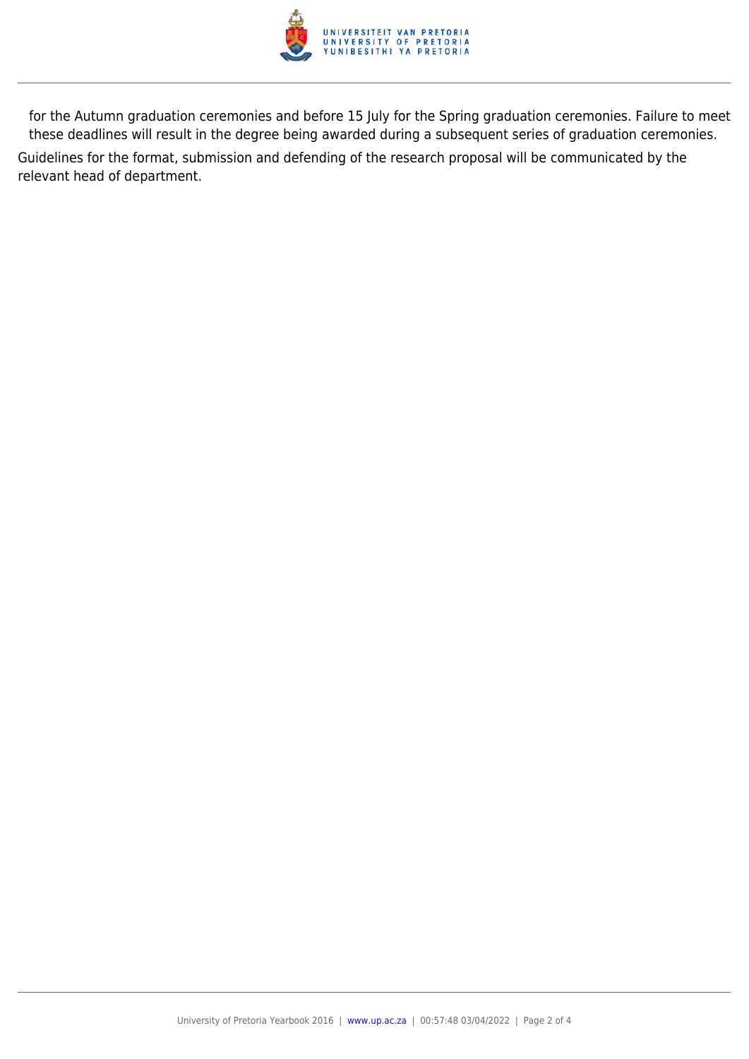for the Autumn graduation ceremonies and before 15 July for the Spring graduation ceremonies. Failure to meet these deadlines will result in the degree being awarded during a subsequent series of graduation ceremonies.

Guidelines for the format, submission and defending of the research proposal will be communicated by the relevant head of department.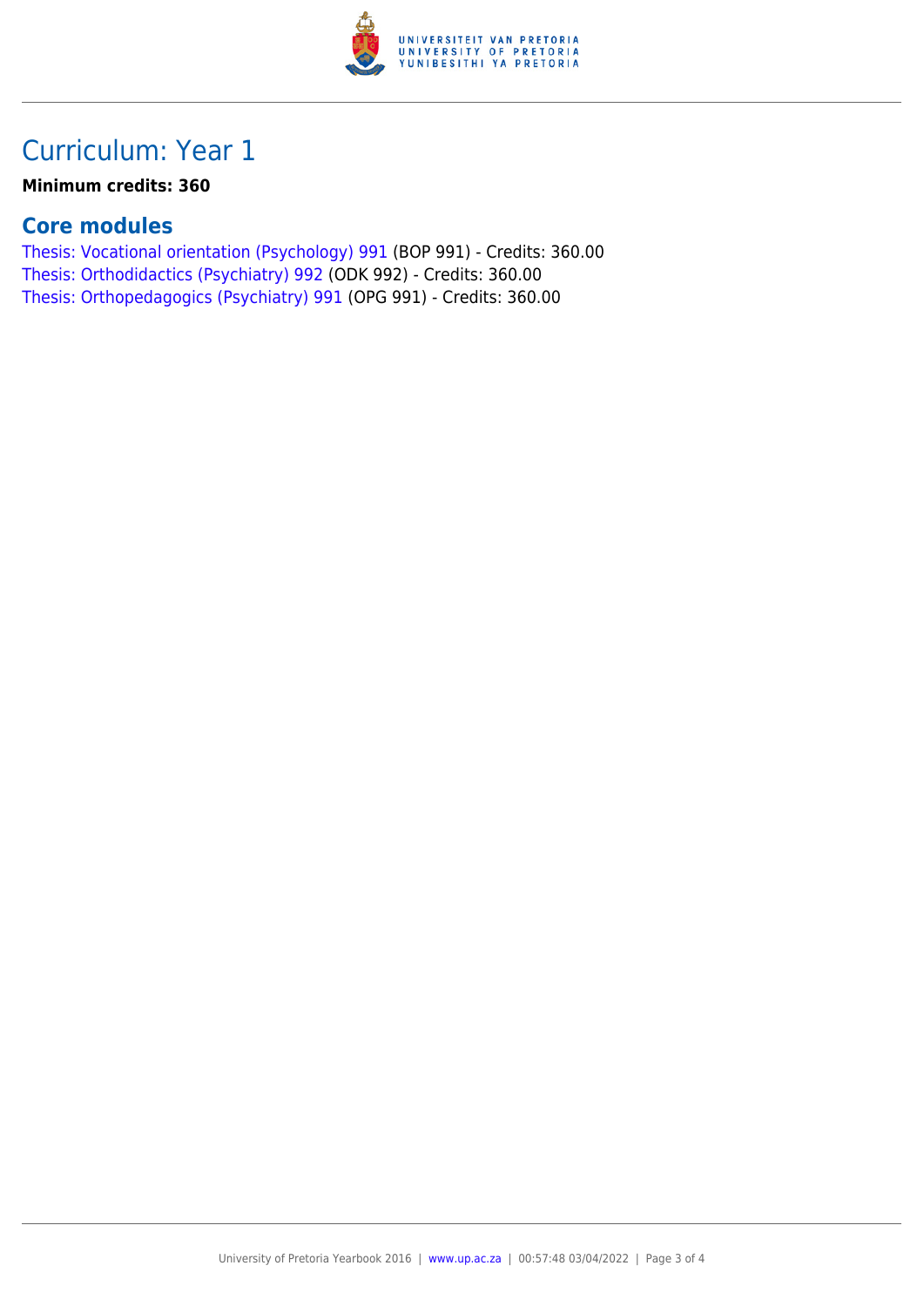# Curriculum: Year 1

**Minimum credits: 360**

## Core modules

Thesis: Vocational orientation (Psychology) 991 (BOP 991) - Credits: 360.00
Thesis: Orthodidactics (Psychiatry) 992 (ODK 992) - Credits: 360.00
Thesis: Orthopedagogics (Psychiatry) 991 (OPG 991) - Credits: 360.00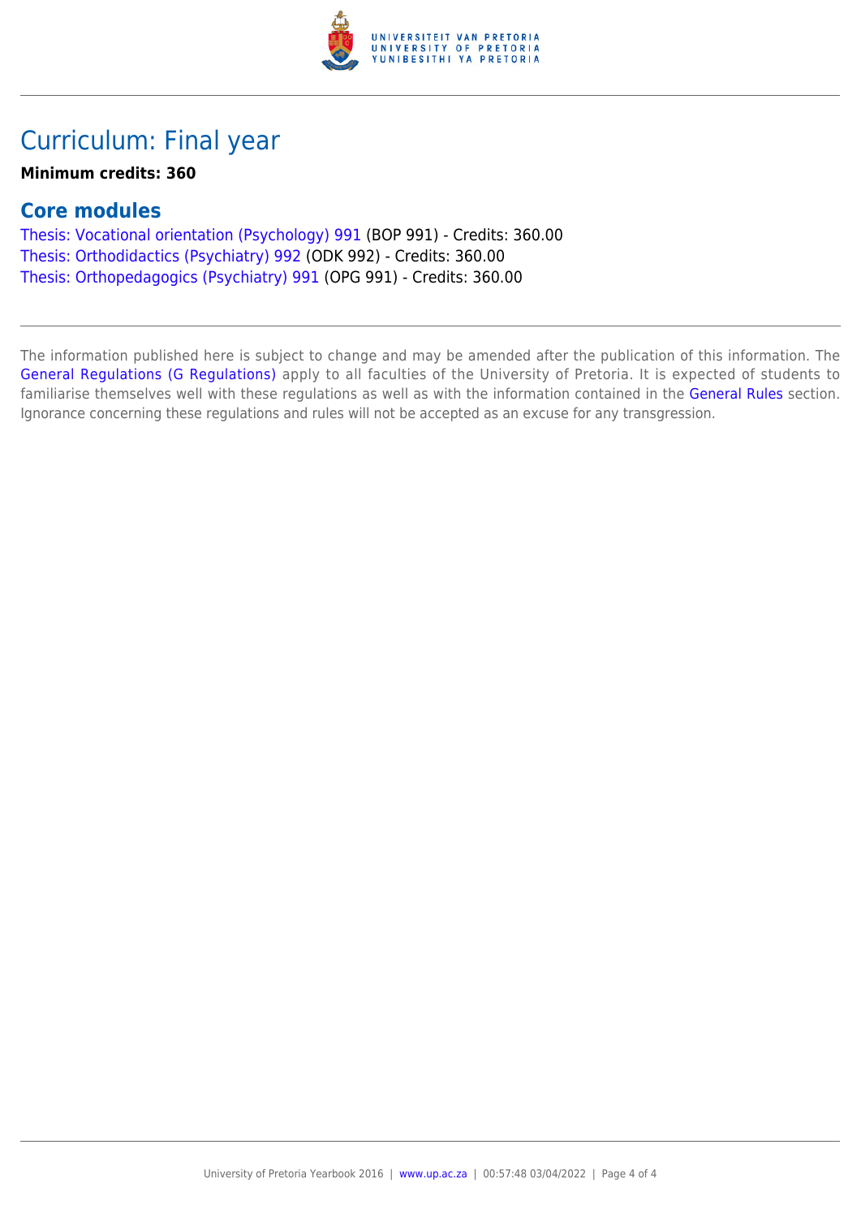# Curriculum: Final year

**Minimum credits: 360**

## Core modules

Thesis: Vocational orientation (Psychology) 991 (BOP 991) - Credits: 360.00
Thesis: Orthodidactics (Psychiatry) 992 (ODK 992) - Credits: 360.00
Thesis: Orthopedagogics (Psychiatry) 991 (OPG 991) - Credits: 360.00

The information published here is subject to change and may be amended after the publication of this information. The General Regulations (G Regulations) apply to all faculties of the University of Pretoria. It is expected of students to familiarise themselves well with these regulations as well as with the information contained in the General Rules section. Ignorance concerning these regulations and rules will not be accepted as an excuse for any transgression.